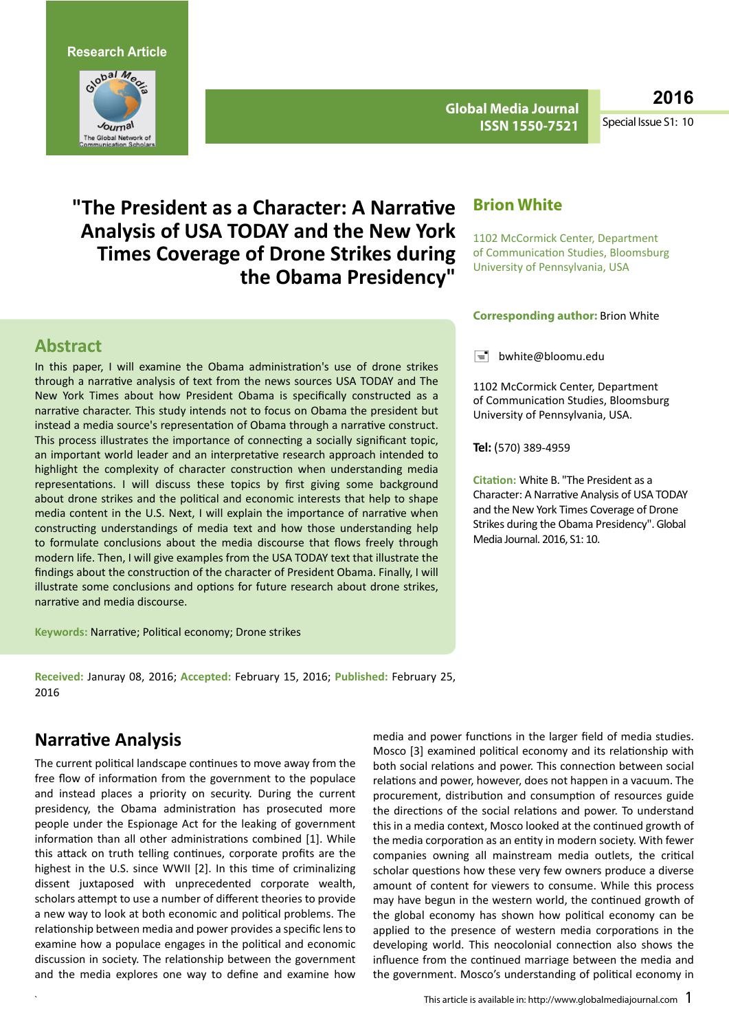Research Article

# "The President as a Character: A Narrative Analysis of USA TODAY and the New York Times Coverage of Drone Strikes during the Obama Presidency"

**Brion White**

1102 McCormick Center, Department of Communication Studies, Bloomsburg University of Pennsylvania, USA

**Corresponding author:** Brion White

bwhite@bloomu.edu

1102 McCormick Center, Department of Communication Studies, Bloomsburg University of Pennsylvania, USA.

**Tel:** (570) 389-4959

**Citation:** White B. "The President as a Character: A Narrative Analysis of USA TODAY and the New York Times Coverage of Drone Strikes during the Obama Presidency". Global Media Journal. 2016, S1: 10.

## Abstract

In this paper, I will examine the Obama administration's use of drone strikes through a narrative analysis of text from the news sources USA TODAY and The New York Times about how President Obama is specifically constructed as a narrative character. This study intends not to focus on Obama the president but instead a media source's representation of Obama through a narrative construct. This process illustrates the importance of connecting a socially significant topic, an important world leader and an interpretative research approach intended to highlight the complexity of character construction when understanding media representations. I will discuss these topics by first giving some background about drone strikes and the political and economic interests that help to shape media content in the U.S. Next, I will explain the importance of narrative when constructing understandings of media text and how those understanding help to formulate conclusions about the media discourse that flows freely through modern life. Then, I will give examples from the USA TODAY text that illustrate the findings about the construction of the character of President Obama. Finally, I will illustrate some conclusions and options for future research about drone strikes, narrative and media discourse.

**Keywords:** Narrative; Political economy; Drone strikes

**Received:** Januray 08, 2016; **Accepted:** February 15, 2016; **Published:** February 25, 2016

## Narrative Analysis

The current political landscape continues to move away from the free flow of information from the government to the populace and instead places a priority on security. During the current presidency, the Obama administration has prosecuted more people under the Espionage Act for the leaking of government information than all other administrations combined [1]. While this attack on truth telling continues, corporate profits are the highest in the U.S. since WWII [2]. In this time of criminalizing dissent juxtaposed with unprecedented corporate wealth, scholars attempt to use a number of different theories to provide a new way to look at both economic and political problems. The relationship between media and power provides a specific lens to examine how a populace engages in the political and economic discussion in society. The relationship between the government and the media explores one way to define and examine how media and power functions in the larger field of media studies. Mosco [3] examined political economy and its relationship with both social relations and power. This connection between social relations and power, however, does not happen in a vacuum. The procurement, distribution and consumption of resources guide the directions of the social relations and power. To understand this in a media context, Mosco looked at the continued growth of the media corporation as an entity in modern society. With fewer companies owning all mainstream media outlets, the critical scholar questions how these very few owners produce a diverse amount of content for viewers to consume. While this process may have begun in the western world, the continued growth of the global economy has shown how political economy can be applied to the presence of western media corporations in the developing world. This neocolonial connection also shows the influence from the continued marriage between the media and the government. Mosco's understanding of political economy in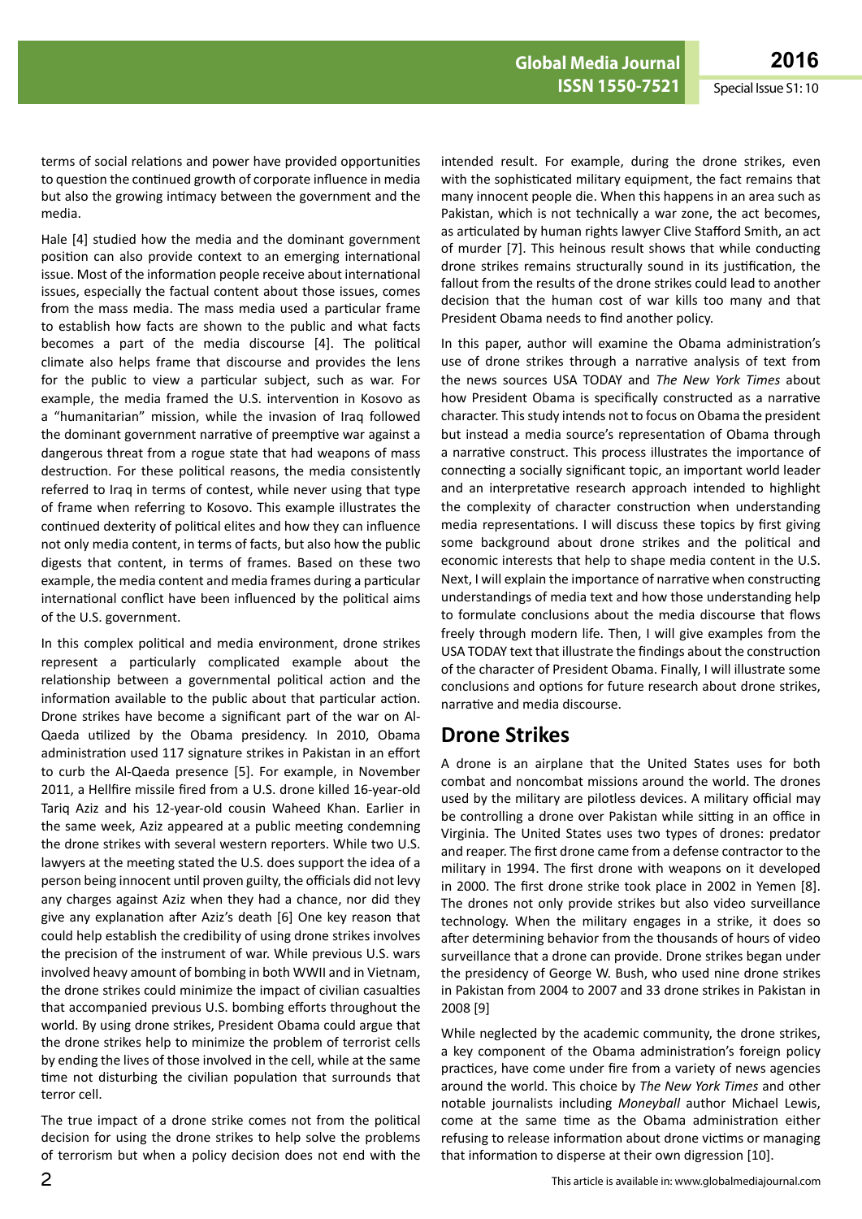terms of social relations and power have provided opportunities to question the continued growth of corporate influence in media but also the growing intimacy between the government and the media.

Hale [4] studied how the media and the dominant government position can also provide context to an emerging international issue. Most of the information people receive about international issues, especially the factual content about those issues, comes from the mass media. The mass media used a particular frame to establish how facts are shown to the public and what facts becomes a part of the media discourse [4]. The political climate also helps frame that discourse and provides the lens for the public to view a particular subject, such as war. For example, the media framed the U.S. intervention in Kosovo as a "humanitarian" mission, while the invasion of Iraq followed the dominant government narrative of preemptive war against a dangerous threat from a rogue state that had weapons of mass destruction. For these political reasons, the media consistently referred to Iraq in terms of contest, while never using that type of frame when referring to Kosovo. This example illustrates the continued dexterity of political elites and how they can influence not only media content, in terms of facts, but also how the public digests that content, in terms of frames. Based on these two example, the media content and media frames during a particular international conflict have been influenced by the political aims of the U.S. government.

In this complex political and media environment, drone strikes represent a particularly complicated example about the relationship between a governmental political action and the information available to the public about that particular action. Drone strikes have become a significant part of the war on Al-Qaeda utilized by the Obama presidency. In 2010, Obama administration used 117 signature strikes in Pakistan in an effort to curb the Al-Qaeda presence [5]. For example, in November 2011, a Hellfire missile fired from a U.S. drone killed 16-year-old Tariq Aziz and his 12-year-old cousin Waheed Khan. Earlier in the same week, Aziz appeared at a public meeting condemning the drone strikes with several western reporters. While two U.S. lawyers at the meeting stated the U.S. does support the idea of a person being innocent until proven guilty, the officials did not levy any charges against Aziz when they had a chance, nor did they give any explanation after Aziz's death [6] One key reason that could help establish the credibility of using drone strikes involves the precision of the instrument of war. While previous U.S. wars involved heavy amount of bombing in both WWII and in Vietnam, the drone strikes could minimize the impact of civilian casualties that accompanied previous U.S. bombing efforts throughout the world. By using drone strikes, President Obama could argue that the drone strikes help to minimize the problem of terrorist cells by ending the lives of those involved in the cell, while at the same time not disturbing the civilian population that surrounds that terror cell.

The true impact of a drone strike comes not from the political decision for using the drone strikes to help solve the problems of terrorism but when a policy decision does not end with the intended result. For example, during the drone strikes, even with the sophisticated military equipment, the fact remains that many innocent people die. When this happens in an area such as Pakistan, which is not technically a war zone, the act becomes, as articulated by human rights lawyer Clive Stafford Smith, an act of murder [7]. This heinous result shows that while conducting drone strikes remains structurally sound in its justification, the fallout from the results of the drone strikes could lead to another decision that the human cost of war kills too many and that President Obama needs to find another policy.

In this paper, author will examine the Obama administration's use of drone strikes through a narrative analysis of text from the news sources USA TODAY and *The New York Times* about how President Obama is specifically constructed as a narrative character. This study intends not to focus on Obama the president but instead a media source's representation of Obama through a narrative construct. This process illustrates the importance of connecting a socially significant topic, an important world leader and an interpretative research approach intended to highlight the complexity of character construction when understanding media representations. I will discuss these topics by first giving some background about drone strikes and the political and economic interests that help to shape media content in the U.S. Next, I will explain the importance of narrative when constructing understandings of media text and how those understanding help to formulate conclusions about the media discourse that flows freely through modern life. Then, I will give examples from the USA TODAY text that illustrate the findings about the construction of the character of President Obama. Finally, I will illustrate some conclusions and options for future research about drone strikes, narrative and media discourse.

## Drone Strikes

A drone is an airplane that the United States uses for both combat and noncombat missions around the world. The drones used by the military are pilotless devices. A military official may be controlling a drone over Pakistan while sitting in an office in Virginia. The United States uses two types of drones: predator and reaper. The first drone came from a defense contractor to the military in 1994. The first drone with weapons on it developed in 2000. The first drone strike took place in 2002 in Yemen [8]. The drones not only provide strikes but also video surveillance technology. When the military engages in a strike, it does so after determining behavior from the thousands of hours of video surveillance that a drone can provide. Drone strikes began under the presidency of George W. Bush, who used nine drone strikes in Pakistan from 2004 to 2007 and 33 drone strikes in Pakistan in 2008 [9]

While neglected by the academic community, the drone strikes, a key component of the Obama administration's foreign policy practices, have come under fire from a variety of news agencies around the world. This choice by *The New York Times* and other notable journalists including *Moneyball* author Michael Lewis, come at the same time as the Obama administration either refusing to release information about drone victims or managing that information to disperse at their own digression [10].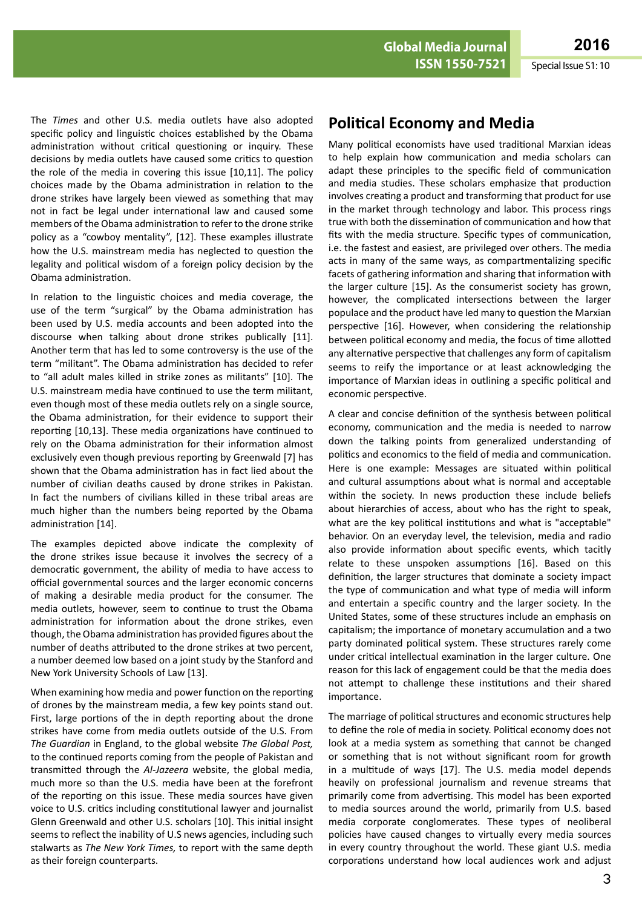The *Times* and other U.S. media outlets have also adopted specific policy and linguistic choices established by the Obama administration without critical questioning or inquiry. These decisions by media outlets have caused some critics to question the role of the media in covering this issue [10,11]. The policy choices made by the Obama administration in relation to the drone strikes have largely been viewed as something that may not in fact be legal under international law and caused some members of the Obama administration to refer to the drone strike policy as a "cowboy mentality", [12]. These examples illustrate how the U.S. mainstream media has neglected to question the legality and political wisdom of a foreign policy decision by the Obama administration.

In relation to the linguistic choices and media coverage, the use of the term "surgical" by the Obama administration has been used by U.S. media accounts and been adopted into the discourse when talking about drone strikes publically [11]. Another term that has led to some controversy is the use of the term "militant". The Obama administration has decided to refer to "all adult males killed in strike zones as militants" [10]. The U.S. mainstream media have continued to use the term militant, even though most of these media outlets rely on a single source, the Obama administration, for their evidence to support their reporting [10,13]. These media organizations have continued to rely on the Obama administration for their information almost exclusively even though previous reporting by Greenwald [7] has shown that the Obama administration has in fact lied about the number of civilian deaths caused by drone strikes in Pakistan. In fact the numbers of civilians killed in these tribal areas are much higher than the numbers being reported by the Obama administration [14].

The examples depicted above indicate the complexity of the drone strikes issue because it involves the secrecy of a democratic government, the ability of media to have access to official governmental sources and the larger economic concerns of making a desirable media product for the consumer. The media outlets, however, seem to continue to trust the Obama administration for information about the drone strikes, even though, the Obama administration has provided figures about the number of deaths attributed to the drone strikes at two percent, a number deemed low based on a joint study by the Stanford and New York University Schools of Law [13].

When examining how media and power function on the reporting of drones by the mainstream media, a few key points stand out. First, large portions of the in depth reporting about the drone strikes have come from media outlets outside of the U.S. From *The Guardian* in England, to the global website *The Global Post,* to the continued reports coming from the people of Pakistan and transmitted through the *Al-Jazeera* website, the global media, much more so than the U.S. media have been at the forefront of the reporting on this issue. These media sources have given voice to U.S. critics including constitutional lawyer and journalist Glenn Greenwald and other U.S. scholars [10]. This initial insight seems to reflect the inability of U.S news agencies, including such stalwarts as *The New York Times,* to report with the same depth as their foreign counterparts.

## Political Economy and Media

Many political economists have used traditional Marxian ideas to help explain how communication and media scholars can adapt these principles to the specific field of communication and media studies. These scholars emphasize that production involves creating a product and transforming that product for use in the market through technology and labor. This process rings true with both the dissemination of communication and how that fits with the media structure. Specific types of communication, i.e. the fastest and easiest, are privileged over others. The media acts in many of the same ways, as compartmentalizing specific facets of gathering information and sharing that information with the larger culture [15]. As the consumerist society has grown, however, the complicated intersections between the larger populace and the product have led many to question the Marxian perspective [16]. However, when considering the relationship between political economy and media, the focus of time allotted any alternative perspective that challenges any form of capitalism seems to reify the importance or at least acknowledging the importance of Marxian ideas in outlining a specific political and economic perspective.

A clear and concise definition of the synthesis between political economy, communication and the media is needed to narrow down the talking points from generalized understanding of politics and economics to the field of media and communication. Here is one example: Messages are situated within political and cultural assumptions about what is normal and acceptable within the society. In news production these include beliefs about hierarchies of access, about who has the right to speak, what are the key political institutions and what is "acceptable" behavior. On an everyday level, the television, media and radio also provide information about specific events, which tacitly relate to these unspoken assumptions [16]. Based on this definition, the larger structures that dominate a society impact the type of communication and what type of media will inform and entertain a specific country and the larger society. In the United States, some of these structures include an emphasis on capitalism; the importance of monetary accumulation and a two party dominated political system. These structures rarely come under critical intellectual examination in the larger culture. One reason for this lack of engagement could be that the media does not attempt to challenge these institutions and their shared importance.

The marriage of political structures and economic structures help to define the role of media in society. Political economy does not look at a media system as something that cannot be changed or something that is not without significant room for growth in a multitude of ways [17]. The U.S. media model depends heavily on professional journalism and revenue streams that primarily come from advertising. This model has been exported to media sources around the world, primarily from U.S. based media corporate conglomerates. These types of neoliberal policies have caused changes to virtually every media sources in every country throughout the world. These giant U.S. media corporations understand how local audiences work and adjust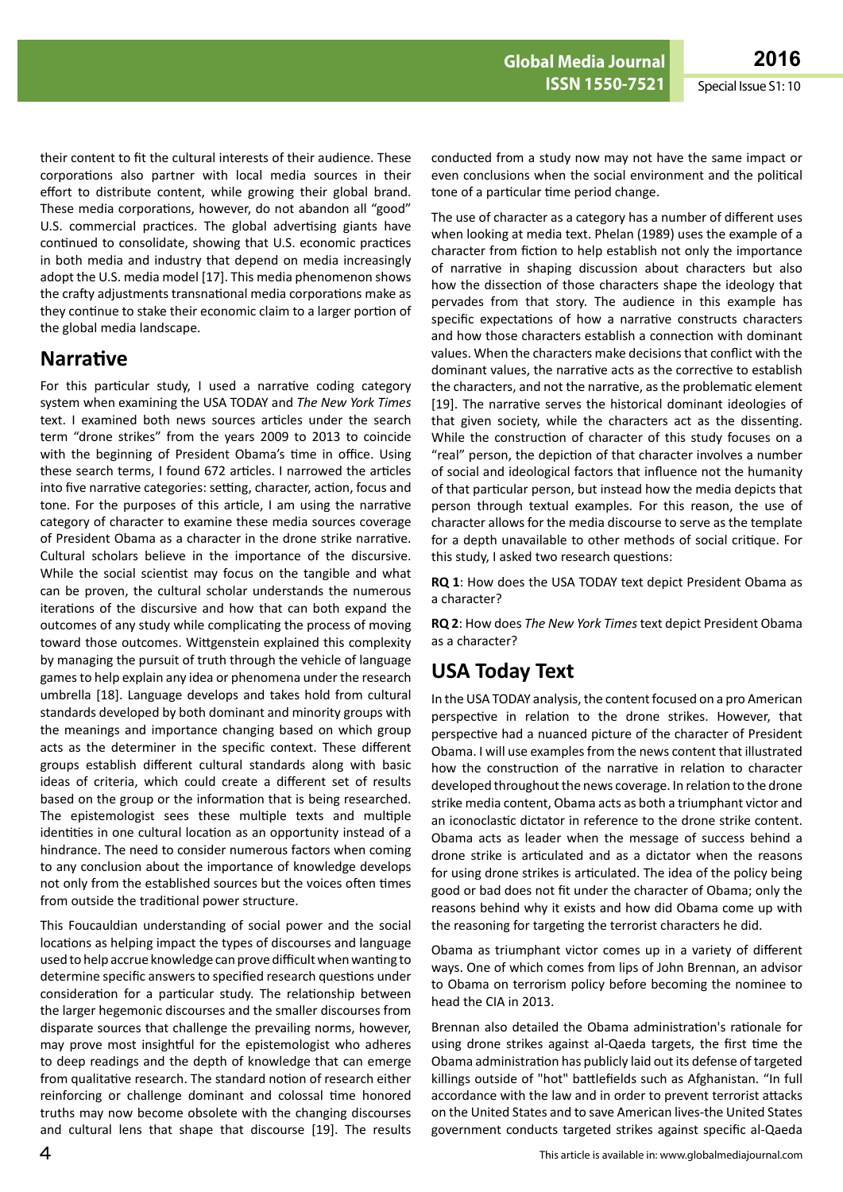their content to fit the cultural interests of their audience. These corporations also partner with local media sources in their effort to distribute content, while growing their global brand. These media corporations, however, do not abandon all "good" U.S. commercial practices. The global advertising giants have continued to consolidate, showing that U.S. economic practices in both media and industry that depend on media increasingly adopt the U.S. media model [17]. This media phenomenon shows the crafty adjustments transnational media corporations make as they continue to stake their economic claim to a larger portion of the global media landscape.

## Narrative

For this particular study, I used a narrative coding category system when examining the USA TODAY and *The New York Times* text. I examined both news sources articles under the search term "drone strikes" from the years 2009 to 2013 to coincide with the beginning of President Obama's time in office. Using these search terms, I found 672 articles. I narrowed the articles into five narrative categories: setting, character, action, focus and tone. For the purposes of this article, I am using the narrative category of character to examine these media sources coverage of President Obama as a character in the drone strike narrative. Cultural scholars believe in the importance of the discursive. While the social scientist may focus on the tangible and what can be proven, the cultural scholar understands the numerous iterations of the discursive and how that can both expand the outcomes of any study while complicating the process of moving toward those outcomes. Wittgenstein explained this complexity by managing the pursuit of truth through the vehicle of language games to help explain any idea or phenomena under the research umbrella [18]. Language develops and takes hold from cultural standards developed by both dominant and minority groups with the meanings and importance changing based on which group acts as the determiner in the specific context. These different groups establish different cultural standards along with basic ideas of criteria, which could create a different set of results based on the group or the information that is being researched. The epistemologist sees these multiple texts and multiple identities in one cultural location as an opportunity instead of a hindrance. The need to consider numerous factors when coming to any conclusion about the importance of knowledge develops not only from the established sources but the voices often times from outside the traditional power structure.

This Foucauldian understanding of social power and the social locations as helping impact the types of discourses and language used to help accrue knowledge can prove difficult when wanting to determine specific answers to specified research questions under consideration for a particular study. The relationship between the larger hegemonic discourses and the smaller discourses from disparate sources that challenge the prevailing norms, however, may prove most insightful for the epistemologist who adheres to deep readings and the depth of knowledge that can emerge from qualitative research. The standard notion of research either reinforcing or challenge dominant and colossal time honored truths may now become obsolete with the changing discourses and cultural lens that shape that discourse [19]. The results conducted from a study now may not have the same impact or even conclusions when the social environment and the political tone of a particular time period change.

The use of character as a category has a number of different uses when looking at media text. Phelan (1989) uses the example of a character from fiction to help establish not only the importance of narrative in shaping discussion about characters but also how the dissection of those characters shape the ideology that pervades from that story. The audience in this example has specific expectations of how a narrative constructs characters and how those characters establish a connection with dominant values. When the characters make decisions that conflict with the dominant values, the narrative acts as the corrective to establish the characters, and not the narrative, as the problematic element [19]. The narrative serves the historical dominant ideologies of that given society, while the characters act as the dissenting. While the construction of character of this study focuses on a "real" person, the depiction of that character involves a number of social and ideological factors that influence not the humanity of that particular person, but instead how the media depicts that person through textual examples. For this reason, the use of character allows for the media discourse to serve as the template for a depth unavailable to other methods of social critique. For this study, I asked two research questions:

**RQ 1**: How does the USA TODAY text depict President Obama as a character?

**RQ 2**: How does *The New York Times* text depict President Obama as a character?

## USA Today Text

In the USA TODAY analysis, the content focused on a pro American perspective in relation to the drone strikes. However, that perspective had a nuanced picture of the character of President Obama. I will use examples from the news content that illustrated how the construction of the narrative in relation to character developed throughout the news coverage. In relation to the drone strike media content, Obama acts as both a triumphant victor and an iconoclastic dictator in reference to the drone strike content. Obama acts as leader when the message of success behind a drone strike is articulated and as a dictator when the reasons for using drone strikes is articulated. The idea of the policy being good or bad does not fit under the character of Obama; only the reasons behind why it exists and how did Obama come up with the reasoning for targeting the terrorist characters he did.

Obama as triumphant victor comes up in a variety of different ways. One of which comes from lips of John Brennan, an advisor to Obama on terrorism policy before becoming the nominee to head the CIA in 2013.

Brennan also detailed the Obama administration's rationale for using drone strikes against al-Qaeda targets, the first time the Obama administration has publicly laid out its defense of targeted killings outside of "hot" battlefields such as Afghanistan. "In full accordance with the law and in order to prevent terrorist attacks on the United States and to save American lives-the United States government conducts targeted strikes against specific al-Qaeda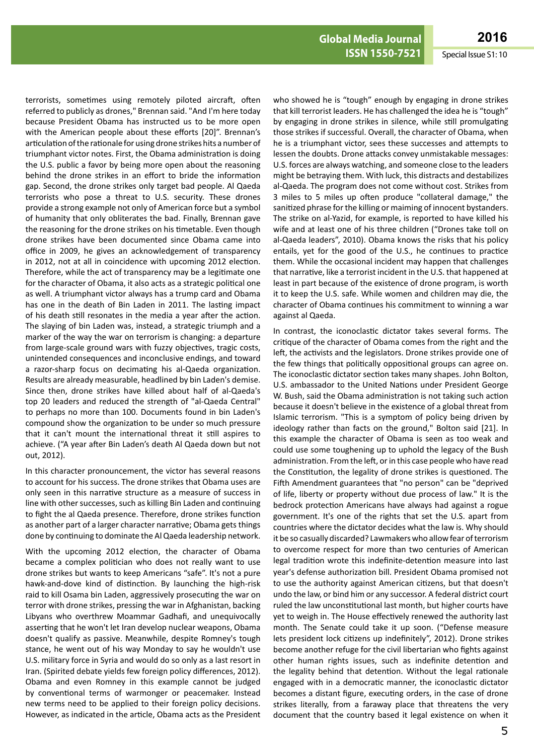terrorists, sometimes using remotely piloted aircraft, often referred to publicly as drones," Brennan said. "And I'm here today because President Obama has instructed us to be more open with the American people about these efforts [20]". Brennan's articulation of the rationale for using drone strikes hits a number of triumphant victor notes. First, the Obama administration is doing the U.S. public a favor by being more open about the reasoning behind the drone strikes in an effort to bride the information gap. Second, the drone strikes only target bad people. Al Qaeda terrorists who pose a threat to U.S. security. These drones provide a strong example not only of American force but a symbol of humanity that only obliterates the bad. Finally, Brennan gave the reasoning for the drone strikes on his timetable. Even though drone strikes have been documented since Obama came into office in 2009, he gives an acknowledgement of transparency in 2012, not at all in coincidence with upcoming 2012 election. Therefore, while the act of transparency may be a legitimate one for the character of Obama, it also acts as a strategic political one as well. A triumphant victor always has a trump card and Obama has one in the death of Bin Laden in 2011. The lasting impact of his death still resonates in the media a year after the action. The slaying of bin Laden was, instead, a strategic triumph and a marker of the way the war on terrorism is changing: a departure from large-scale ground wars with fuzzy objectives, tragic costs, unintended consequences and inconclusive endings, and toward a razor-sharp focus on decimating his al-Qaeda organization. Results are already measurable, headlined by bin Laden's demise. Since then, drone strikes have killed about half of al-Qaeda's top 20 leaders and reduced the strength of "al-Qaeda Central" to perhaps no more than 100. Documents found in bin Laden's compound show the organization to be under so much pressure that it can't mount the international threat it still aspires to achieve. ("A year after Bin Laden's death Al Qaeda down but not out, 2012).

In this character pronouncement, the victor has several reasons to account for his success. The drone strikes that Obama uses are only seen in this narrative structure as a measure of success in line with other successes, such as killing Bin Laden and continuing to fight the al Qaeda presence. Therefore, drone strikes function as another part of a larger character narrative; Obama gets things done by continuing to dominate the Al Qaeda leadership network.

With the upcoming 2012 election, the character of Obama became a complex politician who does not really want to use drone strikes but wants to keep Americans "safe". It's not a pure hawk-and-dove kind of distinction. By launching the high-risk raid to kill Osama bin Laden, aggressively prosecuting the war on terror with drone strikes, pressing the war in Afghanistan, backing Libyans who overthrew Moammar Gadhafi, and unequivocally asserting that he won't let Iran develop nuclear weapons, Obama doesn't qualify as passive. Meanwhile, despite Romney's tough stance, he went out of his way Monday to say he wouldn't use U.S. military force in Syria and would do so only as a last resort in Iran. (Spirited debate yields few foreign policy differences, 2012). Obama and even Romney in this example cannot be judged by conventional terms of warmonger or peacemaker. Instead new terms need to be applied to their foreign policy decisions. However, as indicated in the article, Obama acts as the President who showed he is "tough" enough by engaging in drone strikes that kill terrorist leaders. He has challenged the idea he is "tough" by engaging in drone strikes in silence, while still promulgating those strikes if successful. Overall, the character of Obama, when he is a triumphant victor, sees these successes and attempts to lessen the doubts. Drone attacks convey unmistakable messages: U.S. forces are always watching, and someone close to the leaders might be betraying them. With luck, this distracts and destabilizes al-Qaeda. The program does not come without cost. Strikes from 3 miles to 5 miles up often produce "collateral damage," the sanitized phrase for the killing or maiming of innocent bystanders. The strike on al-Yazid, for example, is reported to have killed his wife and at least one of his three children ("Drones take toll on al-Qaeda leaders", 2010). Obama knows the risks that his policy entails, yet for the good of the U.S., he continues to practice them. While the occasional incident may happen that challenges that narrative, like a terrorist incident in the U.S. that happened at least in part because of the existence of drone program, is worth it to keep the U.S. safe. While women and children may die, the character of Obama continues his commitment to winning a war against al Qaeda.

In contrast, the iconoclastic dictator takes several forms. The critique of the character of Obama comes from the right and the left, the activists and the legislators. Drone strikes provide one of the few things that politically oppositional groups can agree on. The iconoclastic dictator section takes many shapes. John Bolton, U.S. ambassador to the United Nations under President George W. Bush, said the Obama administration is not taking such action because it doesn't believe in the existence of a global threat from Islamic terrorism. "This is a symptom of policy being driven by ideology rather than facts on the ground," Bolton said [21]. In this example the character of Obama is seen as too weak and could use some toughening up to uphold the legacy of the Bush administration. From the left, or in this case people who have read the Constitution, the legality of drone strikes is questioned. The Fifth Amendment guarantees that "no person" can be "deprived of life, liberty or property without due process of law." It is the bedrock protection Americans have always had against a rogue government. It's one of the rights that set the U.S. apart from countries where the dictator decides what the law is. Why should it be so casually discarded? Lawmakers who allow fear of terrorism to overcome respect for more than two centuries of American legal tradition wrote this indefinite-detention measure into last year's defense authorization bill. President Obama promised not to use the authority against American citizens, but that doesn't undo the law, or bind him or any successor. A federal district court ruled the law unconstitutional last month, but higher courts have yet to weigh in. The House effectively renewed the authority last month. The Senate could take it up soon. ("Defense measure lets president lock citizens up indefinitely", 2012). Drone strikes become another refuge for the civil libertarian who fights against other human rights issues, such as indefinite detention and the legality behind that detention. Without the legal rationale engaged with in a democratic manner, the iconoclastic dictator becomes a distant figure, executing orders, in the case of drone strikes literally, from a faraway place that threatens the very document that the country based it legal existence on when it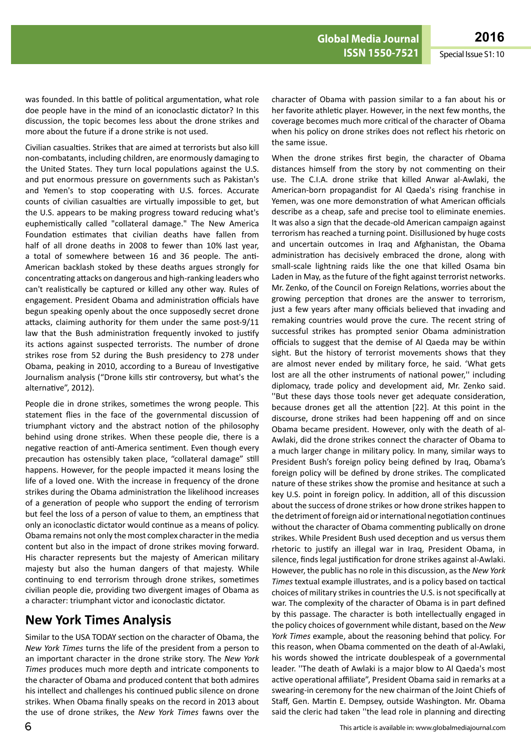was founded. In this battle of political argumentation, what role doe people have in the mind of an iconoclastic dictator? In this discussion, the topic becomes less about the drone strikes and more about the future if a drone strike is not used.

Civilian casualties. Strikes that are aimed at terrorists but also kill non-combatants, including children, are enormously damaging to the United States. They turn local populations against the U.S. and put enormous pressure on governments such as Pakistan's and Yemen's to stop cooperating with U.S. forces. Accurate counts of civilian casualties are virtually impossible to get, but the U.S. appears to be making progress toward reducing what's euphemistically called "collateral damage." The New America Foundation estimates that civilian deaths have fallen from half of all drone deaths in 2008 to fewer than 10% last year, a total of somewhere between 16 and 36 people. The anti-American backlash stoked by these deaths argues strongly for concentrating attacks on dangerous and high-ranking leaders who can't realistically be captured or killed any other way. Rules of engagement. President Obama and administration officials have begun speaking openly about the once supposedly secret drone attacks, claiming authority for them under the same post-9/11 law that the Bush administration frequently invoked to justify its actions against suspected terrorists. The number of drone strikes rose from 52 during the Bush presidency to 278 under Obama, peaking in 2010, according to a Bureau of Investigative Journalism analysis ("Drone kills stir controversy, but what's the alternative", 2012).

People die in drone strikes, sometimes the wrong people. This statement flies in the face of the governmental discussion of triumphant victory and the abstract notion of the philosophy behind using drone strikes. When these people die, there is a negative reaction of anti-America sentiment. Even though every precaution has ostensibly taken place, "collateral damage" still happens. However, for the people impacted it means losing the life of a loved one. With the increase in frequency of the drone strikes during the Obama administration the likelihood increases of a generation of people who support the ending of terrorism but feel the loss of a person of value to them, an emptiness that only an iconoclastic dictator would continue as a means of policy. Obama remains not only the most complex character in the media content but also in the impact of drone strikes moving forward. His character represents but the majesty of American military majesty but also the human dangers of that majesty. While continuing to end terrorism through drone strikes, sometimes civilian people die, providing two divergent images of Obama as a character: triumphant victor and iconoclastic dictator.

## New York Times Analysis

Similar to the USA TODAY section on the character of Obama, the *New York Times* turns the life of the president from a person to an important character in the drone strike story. The *New York Times* produces much more depth and intricate components to the character of Obama and produced content that both admires his intellect and challenges his continued public silence on drone strikes. When Obama finally speaks on the record in 2013 about the use of drone strikes, the *New York Times* fawns over the character of Obama with passion similar to a fan about his or her favorite athletic player. However, in the next few months, the coverage becomes much more critical of the character of Obama when his policy on drone strikes does not reflect his rhetoric on the same issue.

When the drone strikes first begin, the character of Obama distances himself from the story by not commenting on their use. The C.I.A. drone strike that killed Anwar al-Awlaki, the American-born propagandist for Al Qaeda's rising franchise in Yemen, was one more demonstration of what American officials describe as a cheap, safe and precise tool to eliminate enemies. It was also a sign that the decade-old American campaign against terrorism has reached a turning point. Disillusioned by huge costs and uncertain outcomes in Iraq and Afghanistan, the Obama administration has decisively embraced the drone, along with small-scale lightning raids like the one that killed Osama bin Laden in May, as the future of the fight against terrorist networks. Mr. Zenko, of the Council on Foreign Relations, worries about the growing perception that drones are the answer to terrorism, just a few years after many officials believed that invading and remaking countries would prove the cure. The recent string of successful strikes has prompted senior Obama administration officials to suggest that the demise of Al Qaeda may be within sight. But the history of terrorist movements shows that they are almost never ended by military force, he said. 'What gets lost are all the other instruments of national power,'' including diplomacy, trade policy and development aid, Mr. Zenko said. ''But these days those tools never get adequate consideration, because drones get all the attention [22]. At this point in the discourse, drone strikes had been happening off and on since Obama became president. However, only with the death of al-Awlaki, did the drone strikes connect the character of Obama to a much larger change in military policy. In many, similar ways to President Bush's foreign policy being defined by Iraq, Obama's foreign policy will be defined by drone strikes. The complicated nature of these strikes show the promise and hesitance at such a key U.S. point in foreign policy. In addition, all of this discussion about the success of drone strikes or how drone strikes happen to the detriment of foreign aid or international negotiation continues without the character of Obama commenting publically on drone strikes. While President Bush used deception and us versus them rhetoric to justify an illegal war in Iraq, President Obama, in silence, finds legal justification for drone strikes against al-Awlaki. However, the public has no role in this discussion, as the *New York Times* textual example illustrates, and is a policy based on tactical choices of military strikes in countries the U.S. is not specifically at war. The complexity of the character of Obama is in part defined by this passage. The character is both intellectually engaged in the policy choices of government while distant, based on the *New York Times* example, about the reasoning behind that policy. For this reason, when Obama commented on the death of al-Awlaki, his words showed the intricate doublespeak of a governmental leader. ''The death of Awlaki is a major blow to Al Qaeda's most active operational affiliate", President Obama said in remarks at a swearing-in ceremony for the new chairman of the Joint Chiefs of Staff, Gen. Martin E. Dempsey, outside Washington. Mr. Obama said the cleric had taken ''the lead role in planning and directing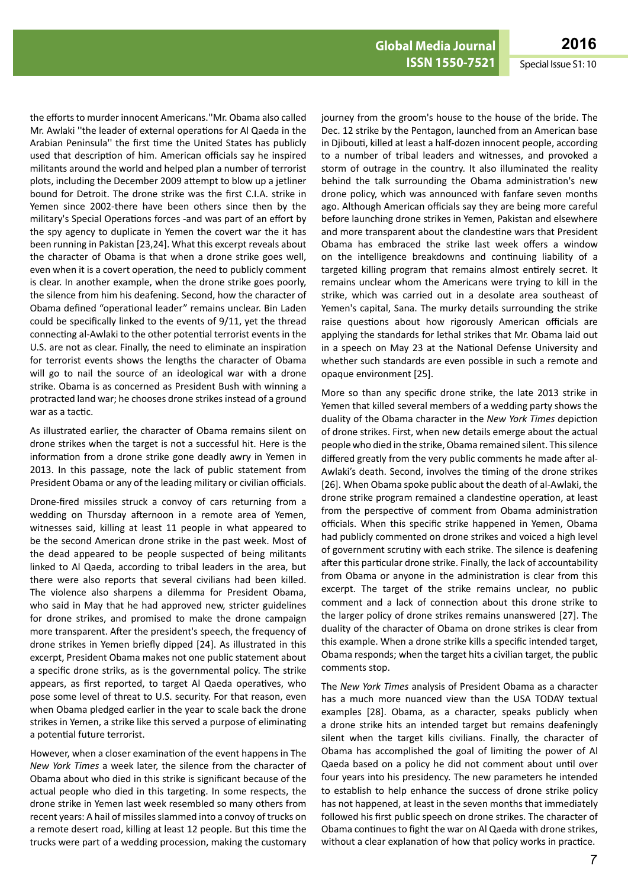the efforts to murder innocent Americans.''Mr. Obama also called Mr. Awlaki ''the leader of external operations for Al Qaeda in the Arabian Peninsula'' the first time the United States has publicly used that description of him. American officials say he inspired militants around the world and helped plan a number of terrorist plots, including the December 2009 attempt to blow up a jetliner bound for Detroit. The drone strike was the first C.I.A. strike in Yemen since 2002-there have been others since then by the military's Special Operations forces -and was part of an effort by the spy agency to duplicate in Yemen the covert war the it has been running in Pakistan [23,24]. What this excerpt reveals about the character of Obama is that when a drone strike goes well, even when it is a covert operation, the need to publicly comment is clear. In another example, when the drone strike goes poorly, the silence from him his deafening. Second, how the character of Obama defined "operational leader" remains unclear. Bin Laden could be specifically linked to the events of 9/11, yet the thread connecting al-Awlaki to the other potential terrorist events in the U.S. are not as clear. Finally, the need to eliminate an inspiration for terrorist events shows the lengths the character of Obama will go to nail the source of an ideological war with a drone strike. Obama is as concerned as President Bush with winning a protracted land war; he chooses drone strikes instead of a ground war as a tactic.

As illustrated earlier, the character of Obama remains silent on drone strikes when the target is not a successful hit. Here is the information from a drone strike gone deadly awry in Yemen in 2013. In this passage, note the lack of public statement from President Obama or any of the leading military or civilian officials.

Drone-fired missiles struck a convoy of cars returning from a wedding on Thursday afternoon in a remote area of Yemen, witnesses said, killing at least 11 people in what appeared to be the second American drone strike in the past week. Most of the dead appeared to be people suspected of being militants linked to Al Qaeda, according to tribal leaders in the area, but there were also reports that several civilians had been killed. The violence also sharpens a dilemma for President Obama, who said in May that he had approved new, stricter guidelines for drone strikes, and promised to make the drone campaign more transparent. After the president's speech, the frequency of drone strikes in Yemen briefly dipped [24]. As illustrated in this excerpt, President Obama makes not one public statement about a specific drone striks, as is the governmental policy. The strike appears, as first reported, to target Al Qaeda operatives, who pose some level of threat to U.S. security. For that reason, even when Obama pledged earlier in the year to scale back the drone strikes in Yemen, a strike like this served a purpose of eliminating a potential future terrorist.

However, when a closer examination of the event happens in The *New York Times* a week later, the silence from the character of Obama about who died in this strike is significant because of the actual people who died in this targeting. In some respects, the drone strike in Yemen last week resembled so many others from recent years: A hail of missiles slammed into a convoy of trucks on a remote desert road, killing at least 12 people. But this time the trucks were part of a wedding procession, making the customary journey from the groom's house to the house of the bride. The Dec. 12 strike by the Pentagon, launched from an American base in Djibouti, killed at least a half-dozen innocent people, according to a number of tribal leaders and witnesses, and provoked a storm of outrage in the country. It also illuminated the reality behind the talk surrounding the Obama administration's new drone policy, which was announced with fanfare seven months ago. Although American officials say they are being more careful before launching drone strikes in Yemen, Pakistan and elsewhere and more transparent about the clandestine wars that President Obama has embraced the strike last week offers a window on the intelligence breakdowns and continuing liability of a targeted killing program that remains almost entirely secret. It remains unclear whom the Americans were trying to kill in the strike, which was carried out in a desolate area southeast of Yemen's capital, Sana. The murky details surrounding the strike raise questions about how rigorously American officials are applying the standards for lethal strikes that Mr. Obama laid out in a speech on May 23 at the National Defense University and whether such standards are even possible in such a remote and opaque environment [25].

More so than any specific drone strike, the late 2013 strike in Yemen that killed several members of a wedding party shows the duality of the Obama character in the *New York Times* depiction of drone strikes. First, when new details emerge about the actual people who died in the strike, Obama remained silent. This silence differed greatly from the very public comments he made after al-Awlaki's death. Second, involves the timing of the drone strikes [26]. When Obama spoke public about the death of al-Awlaki, the drone strike program remained a clandestine operation, at least from the perspective of comment from Obama administration officials. When this specific strike happened in Yemen, Obama had publicly commented on drone strikes and voiced a high level of government scrutiny with each strike. The silence is deafening after this particular drone strike. Finally, the lack of accountability from Obama or anyone in the administration is clear from this excerpt. The target of the strike remains unclear, no public comment and a lack of connection about this drone strike to the larger policy of drone strikes remains unanswered [27]. The duality of the character of Obama on drone strikes is clear from this example. When a drone strike kills a specific intended target, Obama responds; when the target hits a civilian target, the public comments stop.

The *New York Times* analysis of President Obama as a character has a much more nuanced view than the USA TODAY textual examples [28]. Obama, as a character, speaks publicly when a drone strike hits an intended target but remains deafeningly silent when the target kills civilians. Finally, the character of Obama has accomplished the goal of limiting the power of Al Qaeda based on a policy he did not comment about until over four years into his presidency. The new parameters he intended to establish to help enhance the success of drone strike policy has not happened, at least in the seven months that immediately followed his first public speech on drone strikes. The character of Obama continues to fight the war on Al Qaeda with drone strikes, without a clear explanation of how that policy works in practice.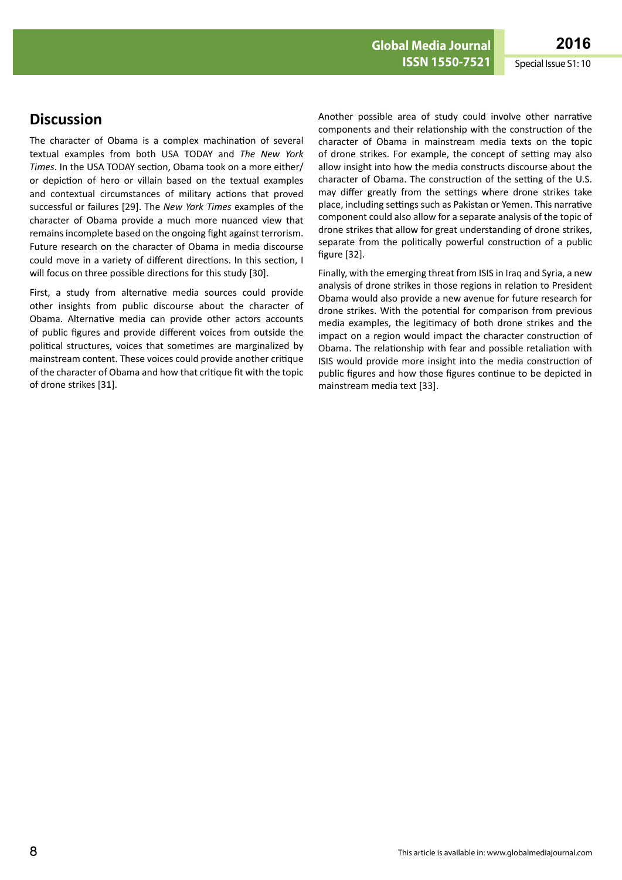## Discussion

The character of Obama is a complex machination of several textual examples from both USA TODAY and *The New York Times*. In the USA TODAY section, Obama took on a more either/or depiction of hero or villain based on the textual examples and contextual circumstances of military actions that proved successful or failures [29]. The *New York Times* examples of the character of Obama provide a much more nuanced view that remains incomplete based on the ongoing fight against terrorism. Future research on the character of Obama in media discourse could move in a variety of different directions. In this section, I will focus on three possible directions for this study [30].

First, a study from alternative media sources could provide other insights from public discourse about the character of Obama. Alternative media can provide other actors accounts of public figures and provide different voices from outside the political structures, voices that sometimes are marginalized by mainstream content. These voices could provide another critique of the character of Obama and how that critique fit with the topic of drone strikes [31].

Another possible area of study could involve other narrative components and their relationship with the construction of the character of Obama in mainstream media texts on the topic of drone strikes. For example, the concept of setting may also allow insight into how the media constructs discourse about the character of Obama. The construction of the setting of the U.S. may differ greatly from the settings where drone strikes take place, including settings such as Pakistan or Yemen. This narrative component could also allow for a separate analysis of the topic of drone strikes that allow for great understanding of drone strikes, separate from the politically powerful construction of a public figure [32].

Finally, with the emerging threat from ISIS in Iraq and Syria, a new analysis of drone strikes in those regions in relation to President Obama would also provide a new avenue for future research for drone strikes. With the potential for comparison from previous media examples, the legitimacy of both drone strikes and the impact on a region would impact the character construction of Obama. The relationship with fear and possible retaliation with ISIS would provide more insight into the media construction of public figures and how those figures continue to be depicted in mainstream media text [33].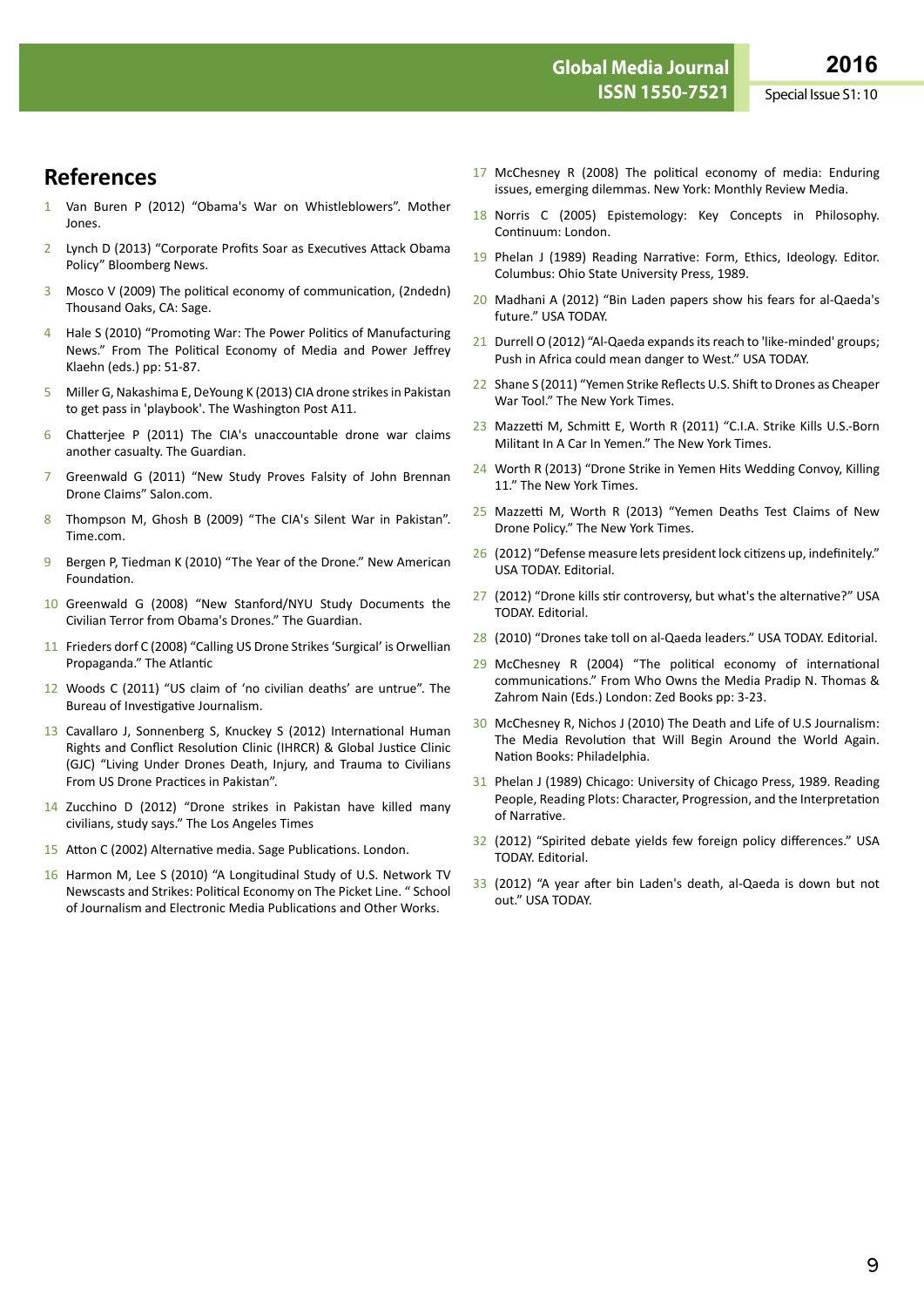## References

1. Van Buren P (2012) “Obama's War on Whistleblowers”. Mother Jones.
2. Lynch D (2013) “Corporate Profits Soar as Executives Attack Obama Policy” Bloomberg News.
3. Mosco V (2009) The political economy of communication, (2ndedn) Thousand Oaks, CA: Sage.
4. Hale S (2010) “Promoting War: The Power Politics of Manufacturing News.” From The Political Economy of Media and Power Jeffrey Klaehn (eds.) pp: 51-87.
5. Miller G, Nakashima E, DeYoung K (2013) CIA drone strikes in Pakistan to get pass in 'playbook'. The Washington Post A11.
6. Chatterjee P (2011) The CIA's unaccountable drone war claims another casualty. The Guardian.
7. Greenwald G (2011) “New Study Proves Falsity of John Brennan Drone Claims” Salon.com.
8. Thompson M, Ghosh B (2009) “The CIA's Silent War in Pakistan”. Time.com.
9. Bergen P, Tiedman K (2010) “The Year of the Drone.” New American Foundation.
10. Greenwald G (2008) “New Stanford/NYU Study Documents the Civilian Terror from Obama's Drones.” The Guardian.
11. Frieders dorf C (2008) “Calling US Drone Strikes ‘Surgical’ is Orwellian Propaganda.” The Atlantic
12. Woods C (2011) “US claim of ‘no civilian deaths’ are untrue”. The Bureau of Investigative Journalism.
13. Cavallaro J, Sonnenberg S, Knuckey S (2012) International Human Rights and Conflict Resolution Clinic (IHRCR) & Global Justice Clinic (GJC) “Living Under Drones Death, Injury, and Trauma to Civilians From US Drone Practices in Pakistan”.
14. Zucchino D (2012) “Drone strikes in Pakistan have killed many civilians, study says.” The Los Angeles Times
15. Atton C (2002) Alternative media. Sage Publications. London.
16. Harmon M, Lee S (2010) “A Longitudinal Study of U.S. Network TV Newscasts and Strikes: Political Economy on The Picket Line. “ School of Journalism and Electronic Media Publications and Other Works.
17. McChesney R (2008) The political economy of media: Enduring issues, emerging dilemmas. New York: Monthly Review Media.
18. Norris C (2005) Epistemology: Key Concepts in Philosophy. Continuum: London.
19. Phelan J (1989) Reading Narrative: Form, Ethics, Ideology. Editor. Columbus: Ohio State University Press, 1989.
20. Madhani A (2012) “Bin Laden papers show his fears for al-Qaeda's future.” USA TODAY.
21. Durrell O (2012) “Al-Qaeda expands its reach to 'like-minded' groups; Push in Africa could mean danger to West.” USA TODAY.
22. Shane S (2011) “Yemen Strike Reflects U.S. Shift to Drones as Cheaper War Tool.” The New York Times.
23. Mazzetti M, Schmitt E, Worth R (2011) “C.I.A. Strike Kills U.S.-Born Militant In A Car In Yemen.” The New York Times.
24. Worth R (2013) “Drone Strike in Yemen Hits Wedding Convoy, Killing 11.” The New York Times.
25. Mazzetti M, Worth R (2013) “Yemen Deaths Test Claims of New Drone Policy.” The New York Times.
26. (2012) “Defense measure lets president lock citizens up, indefinitely.” USA TODAY. Editorial.
27. (2012) “Drone kills stir controversy, but what's the alternative?” USA TODAY. Editorial.
28. (2010) “Drones take toll on al-Qaeda leaders.” USA TODAY. Editorial.
29. McChesney R (2004) “The political economy of international communications.” From Who Owns the Media Pradip N. Thomas & Zahrom Nain (Eds.) London: Zed Books pp: 3-23.
30. McChesney R, Nichos J (2010) The Death and Life of U.S Journalism: The Media Revolution that Will Begin Around the World Again. Nation Books: Philadelphia.
31. Phelan J (1989) Chicago: University of Chicago Press, 1989. Reading People, Reading Plots: Character, Progression, and the Interpretation of Narrative.
32. (2012) “Spirited debate yields few foreign policy differences.” USA TODAY. Editorial.
33. (2012) “A year after bin Laden's death, al-Qaeda is down but not out.” USA TODAY.